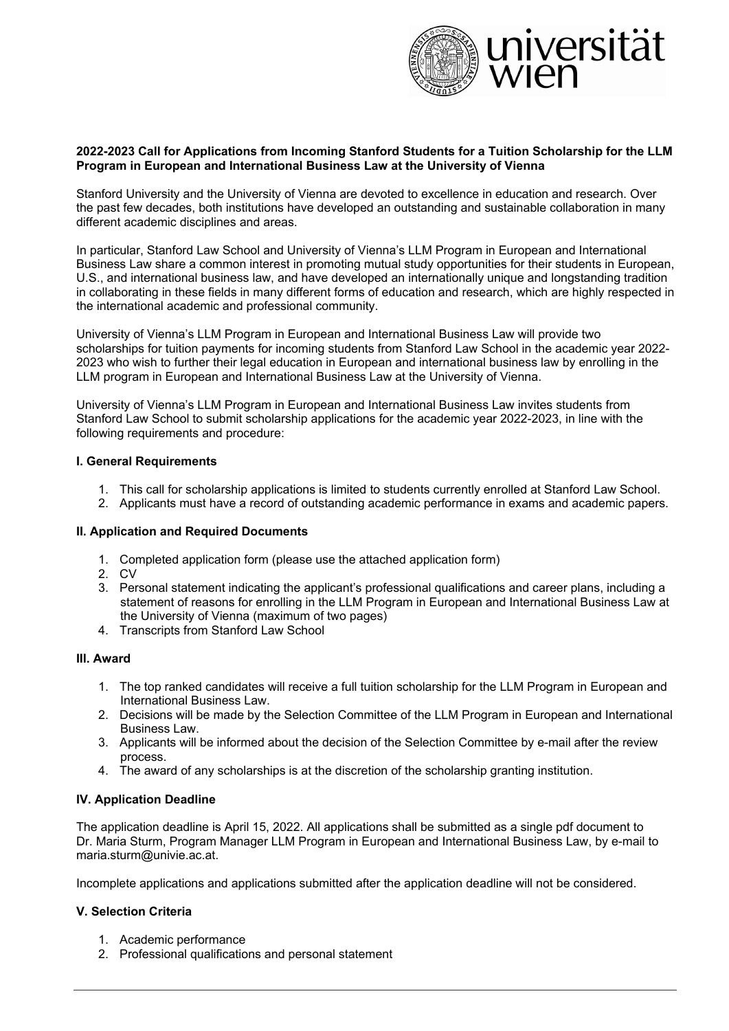**2022-2023 Call for Applications from Incoming Stanford Students for a Tuition Scholarship for the LLM Program in European and International Business Law at the University of Vienna**

Stanford University and the University of Vienna are devoted to excellence in education and research. Over the past few decades, both institutions have developed an outstanding and sustainable collaboration in many different academic disciplines and areas.

In particular, Stanford Law School and University of Vienna's LLM Program in European and International Business Law share a common interest in promoting mutual study opportunities for their students in European, U.S., and international business law, and have developed an internationally unique and longstanding tradition in collaborating in these fields in many different forms of education and research, which are highly respected in the international academic and professional community.

University of Vienna's LLM Program in European and International Business Law will provide two scholarships for tuition payments for incoming students from Stanford Law School in the academic year 2022-2023 who wish to further their legal education in European and international business law by enrolling in the LLM program in European and International Business Law at the University of Vienna.

University of Vienna's LLM Program in European and International Business Law invites students from Stanford Law School to submit scholarship applications for the academic year 2022-2023, in line with the following requirements and procedure:

**I. General Requirements**

1. This call for scholarship applications is limited to students currently enrolled at Stanford Law School.
2. Applicants must have a record of outstanding academic performance in exams and academic papers.

**II. Application and Required Documents**

1. Completed application form (please use the attached application form)
2. CV
3. Personal statement indicating the applicant's professional qualifications and career plans, including a statement of reasons for enrolling in the LLM Program in European and International Business Law at the University of Vienna (maximum of two pages)
4. Transcripts from Stanford Law School

**III. Award**

1. The top ranked candidates will receive a full tuition scholarship for the LLM Program in European and International Business Law.
2. Decisions will be made by the Selection Committee of the LLM Program in European and International Business Law.
3. Applicants will be informed about the decision of the Selection Committee by e-mail after the review process.
4. The award of any scholarships is at the discretion of the scholarship granting institution.

**IV. Application Deadline**

The application deadline is April 15, 2022. All applications shall be submitted as a single pdf document to Dr. Maria Sturm, Program Manager LLM Program in European and International Business Law, by e-mail to maria.sturm@univie.ac.at.

Incomplete applications and applications submitted after the application deadline will not be considered.

**V. Selection Criteria**

1. Academic performance
2. Professional qualifications and personal statement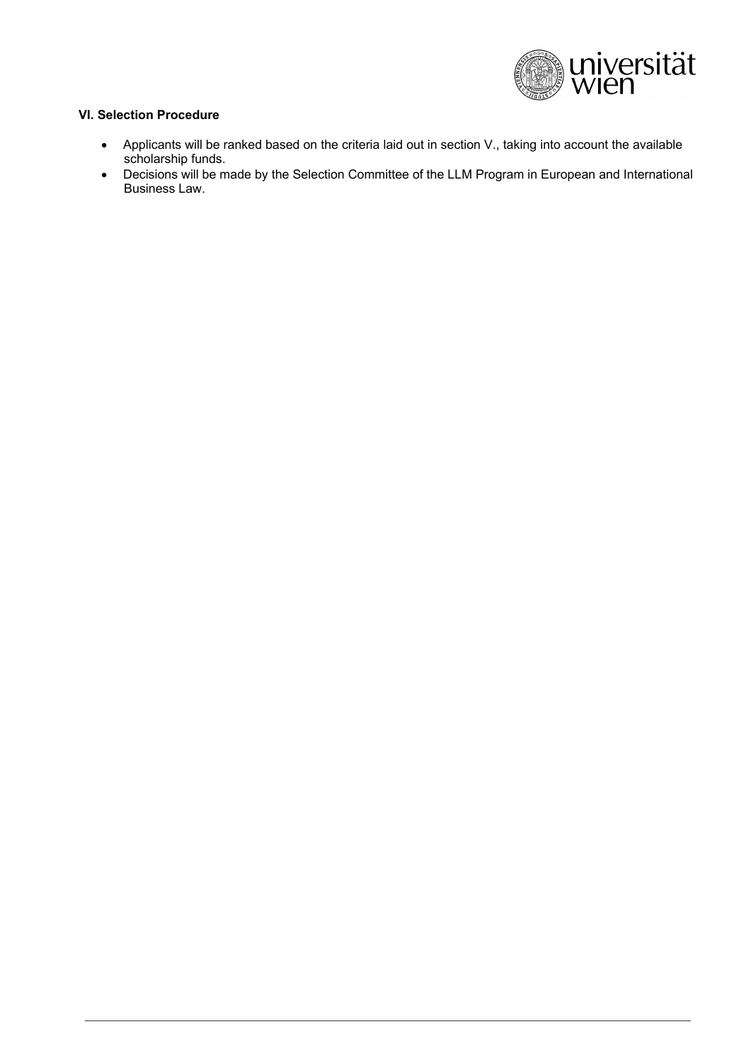**VI. Selection Procedure**

- Applicants will be ranked based on the criteria laid out in section V., taking into account the available scholarship funds.
- Decisions will be made by the Selection Committee of the LLM Program in European and International Business Law.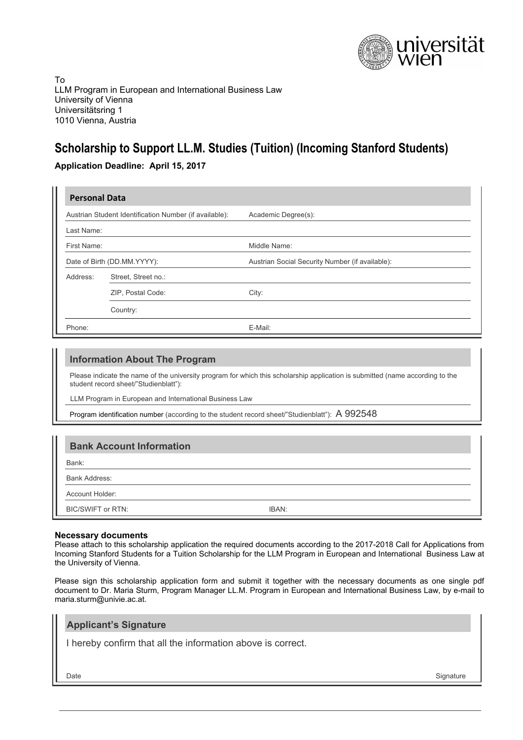To
LLM Program in European and International Business Law
University of Vienna
Universitätsring 1
1010 Vienna, Austria

# Scholarship to Support LL.M. Studies (Tuition) (Incoming Stanford Students)

**Application Deadline: April 15, 2017**

## Personal Data

| | | |
|---|---|---|
| Austrian Student Identification Number (if available): | | Academic Degree(s): |
| Last Name: | | |
| First Name: | | Middle Name: |
| Date of Birth (DD.MM.YYYY): | | Austrian Social Security Number (if available): |
| Address: | Street, Street no.: | |
| | ZIP, Postal Code: | City: |
| | Country: | |
| Phone: | | E-Mail: |

## Information About The Program

Please indicate the name of the university program for which this scholarship application is submitted (name according to the student record sheet/"Studienblatt"):

LLM Program in European and International Business Law

Program identification number (according to the student record sheet/"Studienblatt"): A 992548

## Bank Account Information

| | |
|---|---|
| Bank: | |
| Bank Address: | |
| Account Holder: | |
| BIC/SWIFT or RTN: | IBAN: |

**Necessary documents**

Please attach to this scholarship application the required documents according to the 2017-2018 Call for Applications from Incoming Stanford Students for a Tuition Scholarship for the LLM Program in European and International Business Law at the University of Vienna.

Please sign this scholarship application form and submit it together with the necessary documents as one single pdf document to Dr. Maria Sturm, Program Manager LL.M. Program in European and International Business Law, by e-mail to maria.sturm@univie.ac.at.

## Applicant's Signature

I hereby confirm that all the information above is correct.

Date Signature